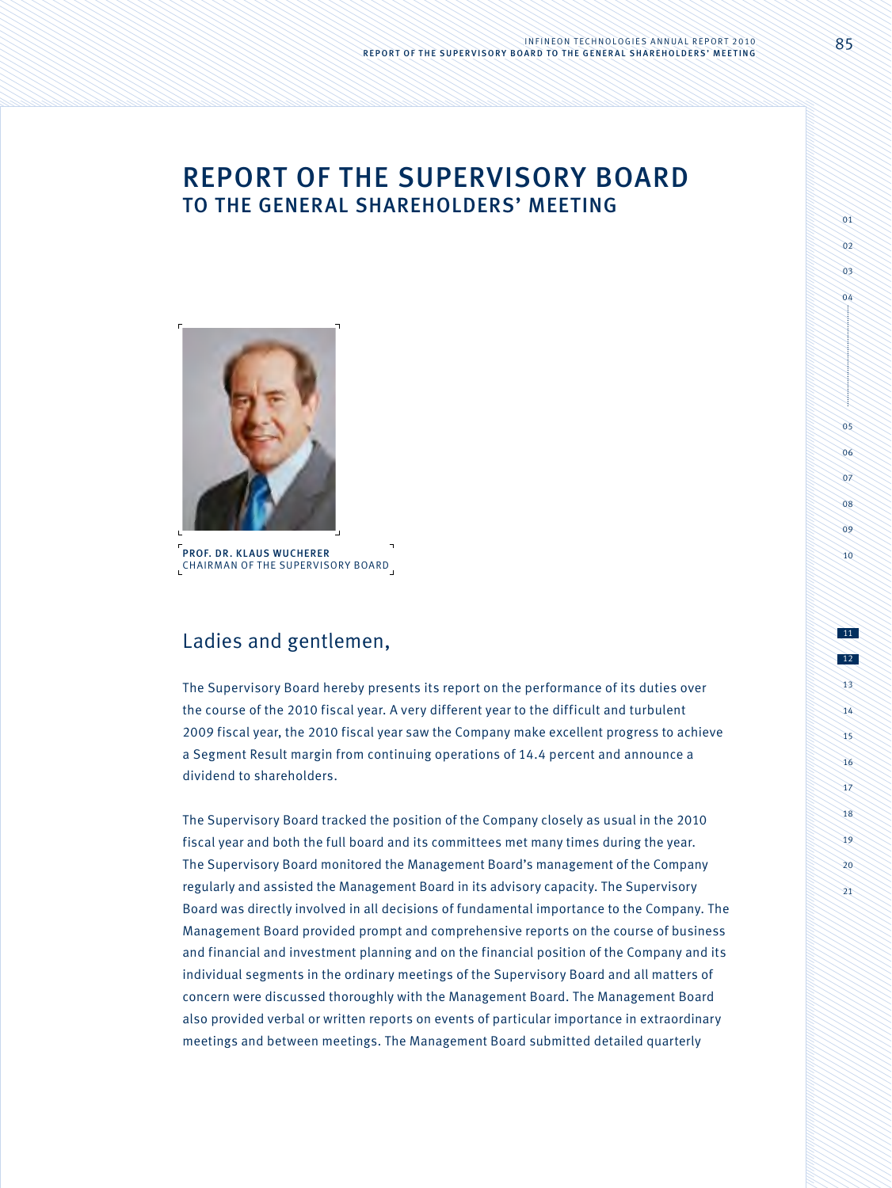# REPORT OF THE SUPERVISORY BOARD TO THE GENERAL SHAREHOLDERS' MEETING

**PROF. DR. KLAUS WUCHERER**
CHAIRMAN OF THE SUPERVISORY BOARD

## Ladies and gentlemen,

The Supervisory Board hereby presents its report on the performance of its duties over the course of the 2010 fiscal year. A very different year to the difficult and turbulent 2009 fiscal year, the 2010 fiscal year saw the Company make excellent progress to achieve a Segment Result margin from continuing operations of 14.4 percent and announce a dividend to shareholders.

The Supervisory Board tracked the position of the Company closely as usual in the 2010 fiscal year and both the full board and its committees met many times during the year. The Supervisory Board monitored the Management Board's management of the Company regularly and assisted the Management Board in its advisory capacity. The Supervisory Board was directly involved in all decisions of fundamental importance to the Company. The Management Board provided prompt and comprehensive reports on the course of business and financial and investment planning and on the financial position of the Company and its individual segments in the ordinary meetings of the Supervisory Board and all matters of concern were discussed thoroughly with the Management Board. The Management Board also provided verbal or written reports on events of particular importance in extraordinary meetings and between meetings. The Management Board submitted detailed quarterly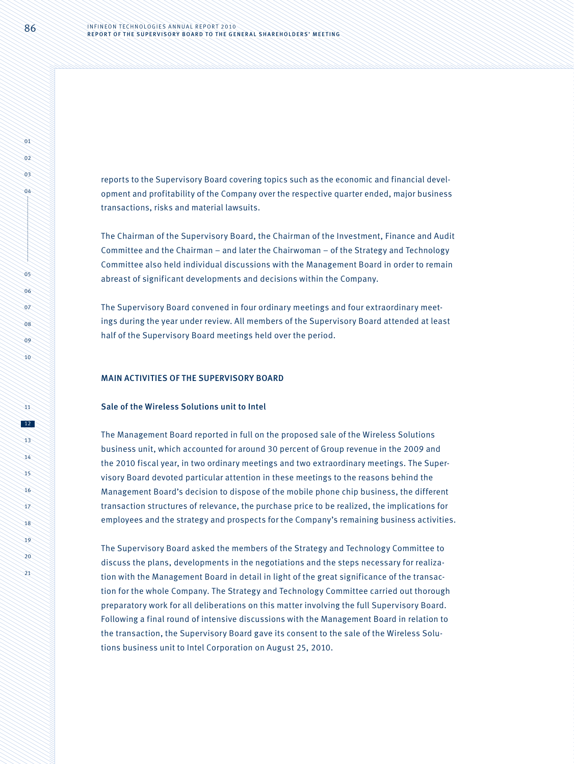reports to the Supervisory Board covering topics such as the economic and financial development and profitability of the Company over the respective quarter ended, major business transactions, risks and material lawsuits.

The Chairman of the Supervisory Board, the Chairman of the Investment, Finance and Audit Committee and the Chairman – and later the Chairwoman – of the Strategy and Technology Committee also held individual discussions with the Management Board in order to remain abreast of significant developments and decisions within the Company.

The Supervisory Board convened in four ordinary meetings and four extraordinary meetings during the year under review. All members of the Supervisory Board attended at least half of the Supervisory Board meetings held over the period.

## MAIN ACTIVITIES OF THE SUPERVISORY BOARD

### Sale of the Wireless Solutions unit to Intel

The Management Board reported in full on the proposed sale of the Wireless Solutions business unit, which accounted for around 30 percent of Group revenue in the 2009 and the 2010 fiscal year, in two ordinary meetings and two extraordinary meetings. The Supervisory Board devoted particular attention in these meetings to the reasons behind the Management Board's decision to dispose of the mobile phone chip business, the different transaction structures of relevance, the purchase price to be realized, the implications for employees and the strategy and prospects for the Company's remaining business activities.

The Supervisory Board asked the members of the Strategy and Technology Committee to discuss the plans, developments in the negotiations and the steps necessary for realization with the Management Board in detail in light of the great significance of the transaction for the whole Company. The Strategy and Technology Committee carried out thorough preparatory work for all deliberations on this matter involving the full Supervisory Board. Following a final round of intensive discussions with the Management Board in relation to the transaction, the Supervisory Board gave its consent to the sale of the Wireless Solutions business unit to Intel Corporation on August 25, 2010.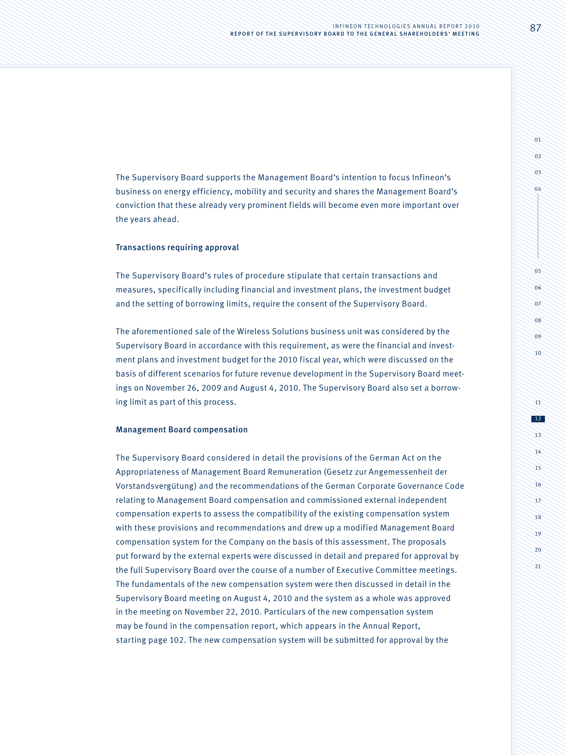The Supervisory Board supports the Management Board's intention to focus Infineon's business on energy efficiency, mobility and security and shares the Management Board's conviction that these already very prominent fields will become even more important over the years ahead.

### Transactions requiring approval

The Supervisory Board's rules of procedure stipulate that certain transactions and measures, specifically including financial and investment plans, the investment budget and the setting of borrowing limits, require the consent of the Supervisory Board.

The aforementioned sale of the Wireless Solutions business unit was considered by the Supervisory Board in accordance with this requirement, as were the financial and investment plans and investment budget for the 2010 fiscal year, which were discussed on the basis of different scenarios for future revenue development in the Supervisory Board meetings on November 26, 2009 and August 4, 2010. The Supervisory Board also set a borrowing limit as part of this process.

### Management Board compensation

The Supervisory Board considered in detail the provisions of the German Act on the Appropriateness of Management Board Remuneration (Gesetz zur Angemessenheit der Vorstandsvergütung) and the recommendations of the German Corporate Governance Code relating to Management Board compensation and commissioned external independent compensation experts to assess the compatibility of the existing compensation system with these provisions and recommendations and drew up a modified Management Board compensation system for the Company on the basis of this assessment. The proposals put forward by the external experts were discussed in detail and prepared for approval by the full Supervisory Board over the course of a number of Executive Committee meetings. The fundamentals of the new compensation system were then discussed in detail in the Supervisory Board meeting on August 4, 2010 and the system as a whole was approved in the meeting on November 22, 2010. Particulars of the new compensation system may be found in the compensation report, which appears in the Annual Report, starting page 102. The new compensation system will be submitted for approval by the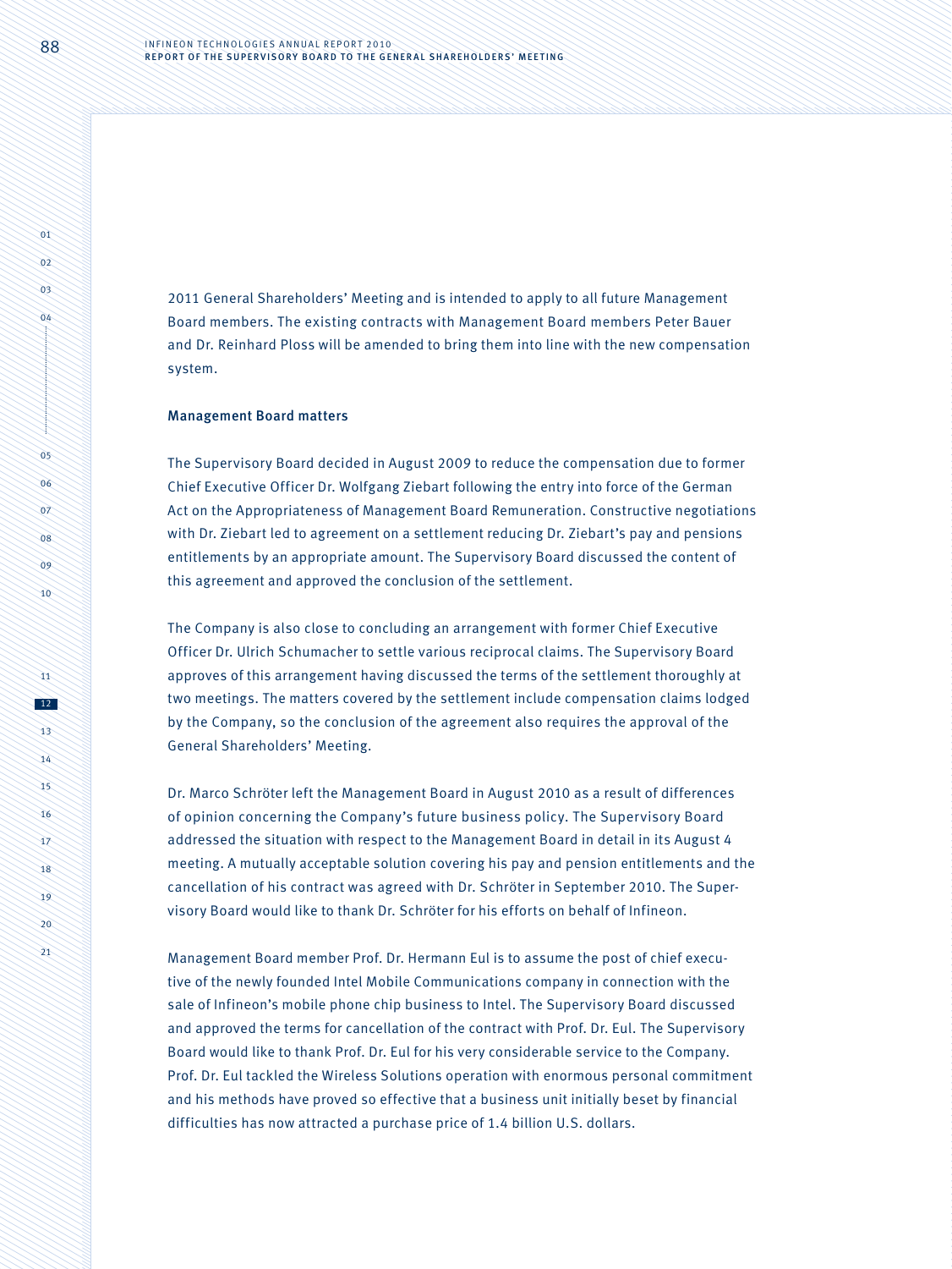2011 General Shareholders' Meeting and is intended to apply to all future Management Board members. The existing contracts with Management Board members Peter Bauer and Dr. Reinhard Ploss will be amended to bring them into line with the new compensation system.

### Management Board matters

The Supervisory Board decided in August 2009 to reduce the compensation due to former Chief Executive Officer Dr. Wolfgang Ziebart following the entry into force of the German Act on the Appropriateness of Management Board Remuneration. Constructive negotiations with Dr. Ziebart led to agreement on a settlement reducing Dr. Ziebart's pay and pensions entitlements by an appropriate amount. The Supervisory Board discussed the content of this agreement and approved the conclusion of the settlement.

The Company is also close to concluding an arrangement with former Chief Executive Officer Dr. Ulrich Schumacher to settle various reciprocal claims. The Supervisory Board approves of this arrangement having discussed the terms of the settlement thoroughly at two meetings. The matters covered by the settlement include compensation claims lodged by the Company, so the conclusion of the agreement also requires the approval of the General Shareholders' Meeting.

Dr. Marco Schröter left the Management Board in August 2010 as a result of differences of opinion concerning the Company's future business policy. The Supervisory Board addressed the situation with respect to the Management Board in detail in its August 4 meeting. A mutually acceptable solution covering his pay and pension entitlements and the cancellation of his contract was agreed with Dr. Schröter in September 2010. The Supervisory Board would like to thank Dr. Schröter for his efforts on behalf of Infineon.

Management Board member Prof. Dr. Hermann Eul is to assume the post of chief executive of the newly founded Intel Mobile Communications company in connection with the sale of Infineon's mobile phone chip business to Intel. The Supervisory Board discussed and approved the terms for cancellation of the contract with Prof. Dr. Eul. The Supervisory Board would like to thank Prof. Dr. Eul for his very considerable service to the Company. Prof. Dr. Eul tackled the Wireless Solutions operation with enormous personal commitment and his methods have proved so effective that a business unit initially beset by financial difficulties has now attracted a purchase price of 1.4 billion U.S. dollars.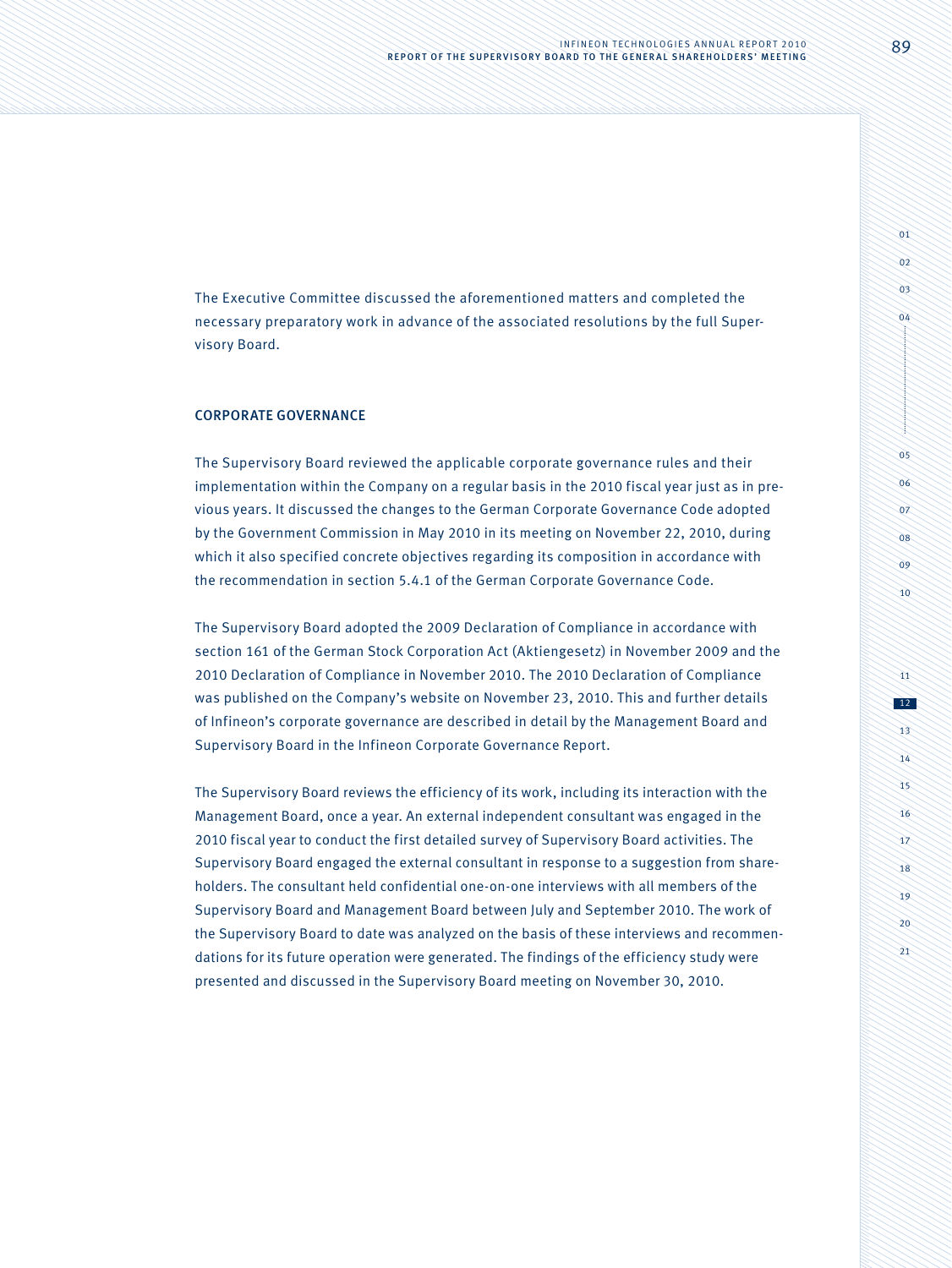The Executive Committee discussed the aforementioned matters and completed the necessary preparatory work in advance of the associated resolutions by the full Supervisory Board.

## CORPORATE GOVERNANCE

The Supervisory Board reviewed the applicable corporate governance rules and their implementation within the Company on a regular basis in the 2010 fiscal year just as in previous years. It discussed the changes to the German Corporate Governance Code adopted by the Government Commission in May 2010 in its meeting on November 22, 2010, during which it also specified concrete objectives regarding its composition in accordance with the recommendation in section 5.4.1 of the German Corporate Governance Code.

The Supervisory Board adopted the 2009 Declaration of Compliance in accordance with section 161 of the German Stock Corporation Act (Aktiengesetz) in November 2009 and the 2010 Declaration of Compliance in November 2010. The 2010 Declaration of Compliance was published on the Company's website on November 23, 2010. This and further details of Infineon's corporate governance are described in detail by the Management Board and Supervisory Board in the Infineon Corporate Governance Report.

The Supervisory Board reviews the efficiency of its work, including its interaction with the Management Board, once a year. An external independent consultant was engaged in the 2010 fiscal year to conduct the first detailed survey of Supervisory Board activities. The Supervisory Board engaged the external consultant in response to a suggestion from shareholders. The consultant held confidential one-on-one interviews with all members of the Supervisory Board and Management Board between July and September 2010. The work of the Supervisory Board to date was analyzed on the basis of these interviews and recommendations for its future operation were generated. The findings of the efficiency study were presented and discussed in the Supervisory Board meeting on November 30, 2010.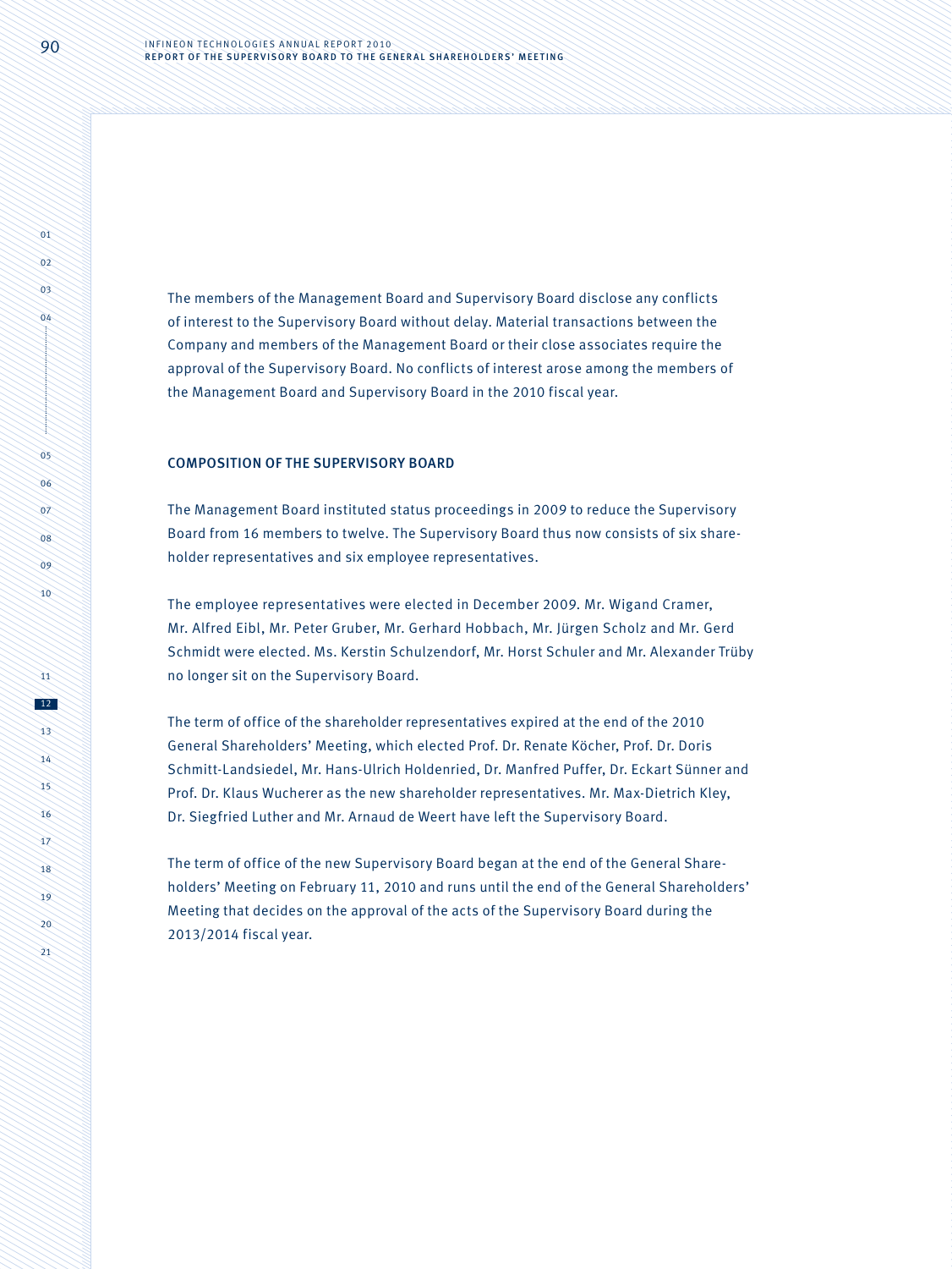The members of the Management Board and Supervisory Board disclose any conflicts of interest to the Supervisory Board without delay. Material transactions between the Company and members of the Management Board or their close associates require the approval of the Supervisory Board. No conflicts of interest arose among the members of the Management Board and Supervisory Board in the 2010 fiscal year.

## COMPOSITION OF THE SUPERVISORY BOARD

The Management Board instituted status proceedings in 2009 to reduce the Supervisory Board from 16 members to twelve. The Supervisory Board thus now consists of six shareholder representatives and six employee representatives.

The employee representatives were elected in December 2009. Mr. Wigand Cramer, Mr. Alfred Eibl, Mr. Peter Gruber, Mr. Gerhard Hobbach, Mr. Jürgen Scholz and Mr. Gerd Schmidt were elected. Ms. Kerstin Schulzendorf, Mr. Horst Schuler and Mr. Alexander Trüby no longer sit on the Supervisory Board.

The term of office of the shareholder representatives expired at the end of the 2010 General Shareholders' Meeting, which elected Prof. Dr. Renate Köcher, Prof. Dr. Doris Schmitt-Landsiedel, Mr. Hans-Ulrich Holdenried, Dr. Manfred Puffer, Dr. Eckart Sünner and Prof. Dr. Klaus Wucherer as the new shareholder representatives. Mr. Max-Dietrich Kley, Dr. Siegfried Luther and Mr. Arnaud de Weert have left the Supervisory Board.

The term of office of the new Supervisory Board began at the end of the General Shareholders' Meeting on February 11, 2010 and runs until the end of the General Shareholders' Meeting that decides on the approval of the acts of the Supervisory Board during the 2013/2014 fiscal year.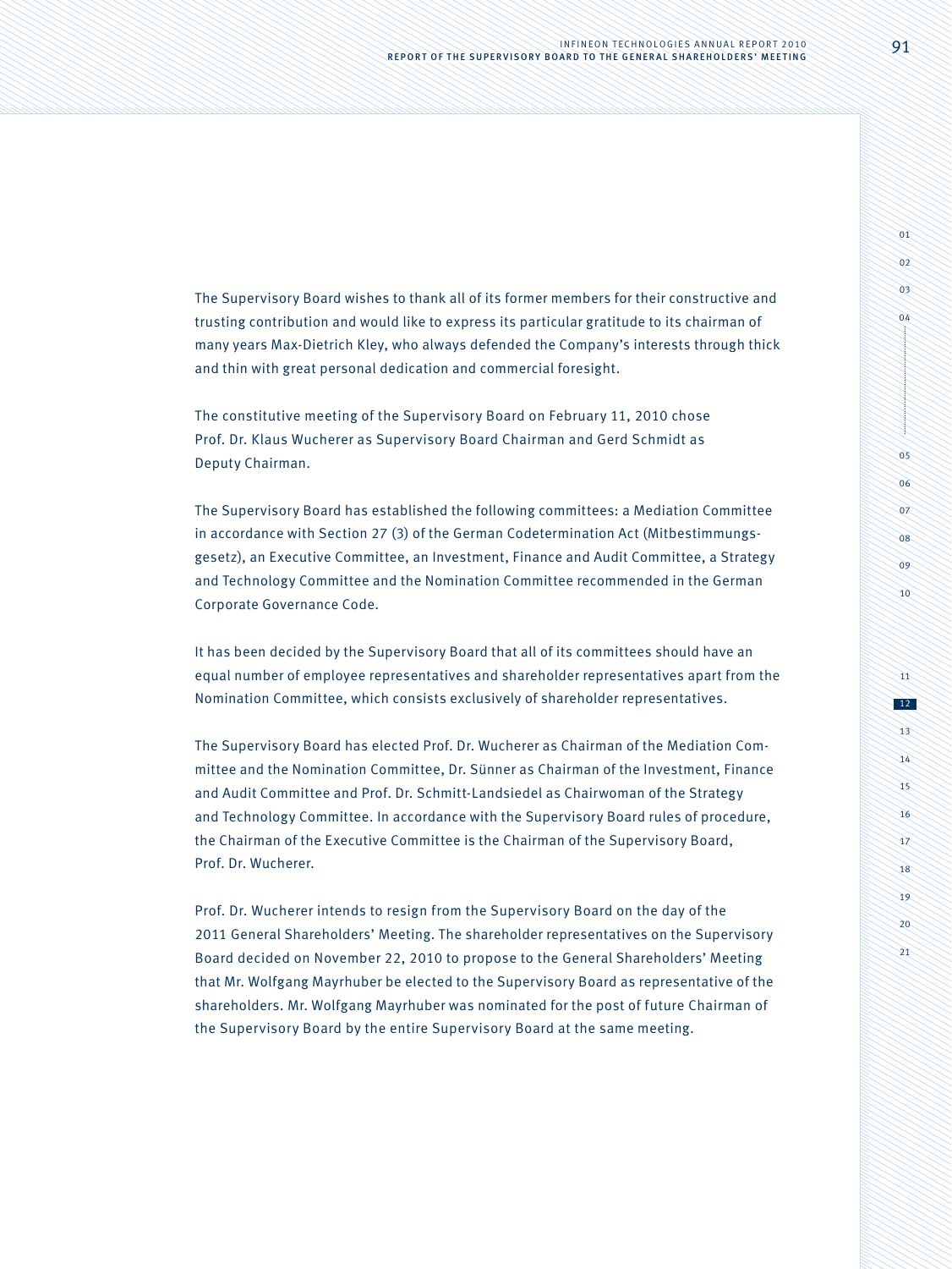The Supervisory Board wishes to thank all of its former members for their constructive and trusting contribution and would like to express its particular gratitude to its chairman of many years Max-Dietrich Kley, who always defended the Company's interests through thick and thin with great personal dedication and commercial foresight.

The constitutive meeting of the Supervisory Board on February 11, 2010 chose Prof. Dr. Klaus Wucherer as Supervisory Board Chairman and Gerd Schmidt as Deputy Chairman.

The Supervisory Board has established the following committees: a Mediation Committee in accordance with Section 27 (3) of the German Codetermination Act (Mitbestimmungsgesetz), an Executive Committee, an Investment, Finance and Audit Committee, a Strategy and Technology Committee and the Nomination Committee recommended in the German Corporate Governance Code.

It has been decided by the Supervisory Board that all of its committees should have an equal number of employee representatives and shareholder representatives apart from the Nomination Committee, which consists exclusively of shareholder representatives.

The Supervisory Board has elected Prof. Dr. Wucherer as Chairman of the Mediation Committee and the Nomination Committee, Dr. Sünner as Chairman of the Investment, Finance and Audit Committee and Prof. Dr. Schmitt-Landsiedel as Chairwoman of the Strategy and Technology Committee. In accordance with the Supervisory Board rules of procedure, the Chairman of the Executive Committee is the Chairman of the Supervisory Board, Prof. Dr. Wucherer.

Prof. Dr. Wucherer intends to resign from the Supervisory Board on the day of the 2011 General Shareholders' Meeting. The shareholder representatives on the Supervisory Board decided on November 22, 2010 to propose to the General Shareholders' Meeting that Mr. Wolfgang Mayrhuber be elected to the Supervisory Board as representative of the shareholders. Mr. Wolfgang Mayrhuber was nominated for the post of future Chairman of the Supervisory Board by the entire Supervisory Board at the same meeting.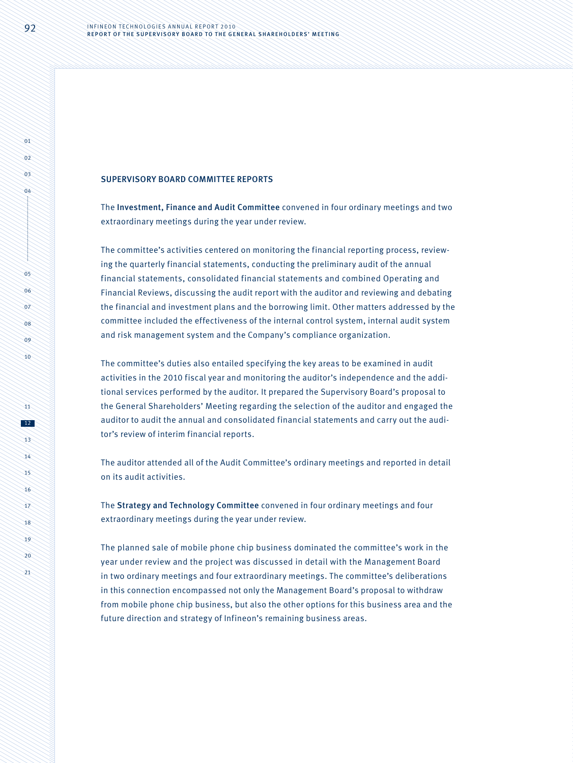## SUPERVISORY BOARD COMMITTEE REPORTS

The **Investment, Finance and Audit Committee** convened in four ordinary meetings and two extraordinary meetings during the year under review.

The committee's activities centered on monitoring the financial reporting process, reviewing the quarterly financial statements, conducting the preliminary audit of the annual financial statements, consolidated financial statements and combined Operating and Financial Reviews, discussing the audit report with the auditor and reviewing and debating the financial and investment plans and the borrowing limit. Other matters addressed by the committee included the effectiveness of the internal control system, internal audit system and risk management system and the Company's compliance organization.

The committee's duties also entailed specifying the key areas to be examined in audit activities in the 2010 fiscal year and monitoring the auditor's independence and the additional services performed by the auditor. It prepared the Supervisory Board's proposal to the General Shareholders' Meeting regarding the selection of the auditor and engaged the auditor to audit the annual and consolidated financial statements and carry out the auditor's review of interim financial reports.

The auditor attended all of the Audit Committee's ordinary meetings and reported in detail on its audit activities.

The **Strategy and Technology Committee** convened in four ordinary meetings and four extraordinary meetings during the year under review.

The planned sale of mobile phone chip business dominated the committee's work in the year under review and the project was discussed in detail with the Management Board in two ordinary meetings and four extraordinary meetings. The committee's deliberations in this connection encompassed not only the Management Board's proposal to withdraw from mobile phone chip business, but also the other options for this business area and the future direction and strategy of Infineon's remaining business areas.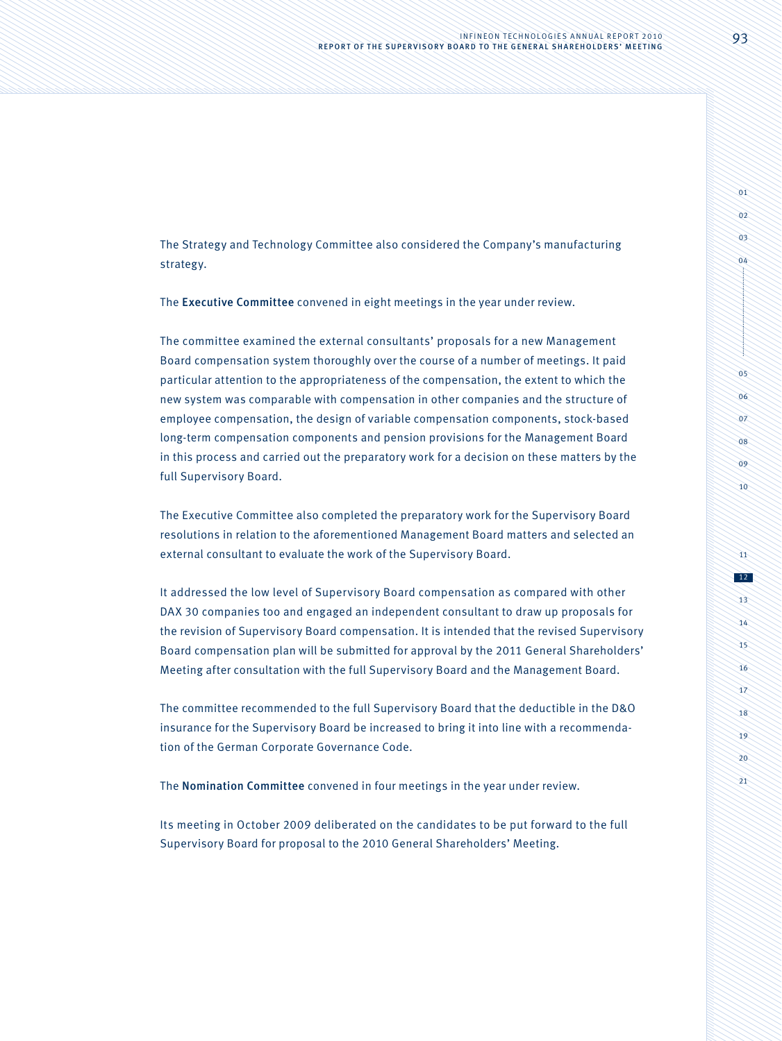The Strategy and Technology Committee also considered the Company's manufacturing strategy.

The **Executive Committee** convened in eight meetings in the year under review.

The committee examined the external consultants' proposals for a new Management Board compensation system thoroughly over the course of a number of meetings. It paid particular attention to the appropriateness of the compensation, the extent to which the new system was comparable with compensation in other companies and the structure of employee compensation, the design of variable compensation components, stock-based long-term compensation components and pension provisions for the Management Board in this process and carried out the preparatory work for a decision on these matters by the full Supervisory Board.

The Executive Committee also completed the preparatory work for the Supervisory Board resolutions in relation to the aforementioned Management Board matters and selected an external consultant to evaluate the work of the Supervisory Board.

It addressed the low level of Supervisory Board compensation as compared with other DAX 30 companies too and engaged an independent consultant to draw up proposals for the revision of Supervisory Board compensation. It is intended that the revised Supervisory Board compensation plan will be submitted for approval by the 2011 General Shareholders' Meeting after consultation with the full Supervisory Board and the Management Board.

The committee recommended to the full Supervisory Board that the deductible in the D&O insurance for the Supervisory Board be increased to bring it into line with a recommendation of the German Corporate Governance Code.

The **Nomination Committee** convened in four meetings in the year under review.

Its meeting in October 2009 deliberated on the candidates to be put forward to the full Supervisory Board for proposal to the 2010 General Shareholders' Meeting.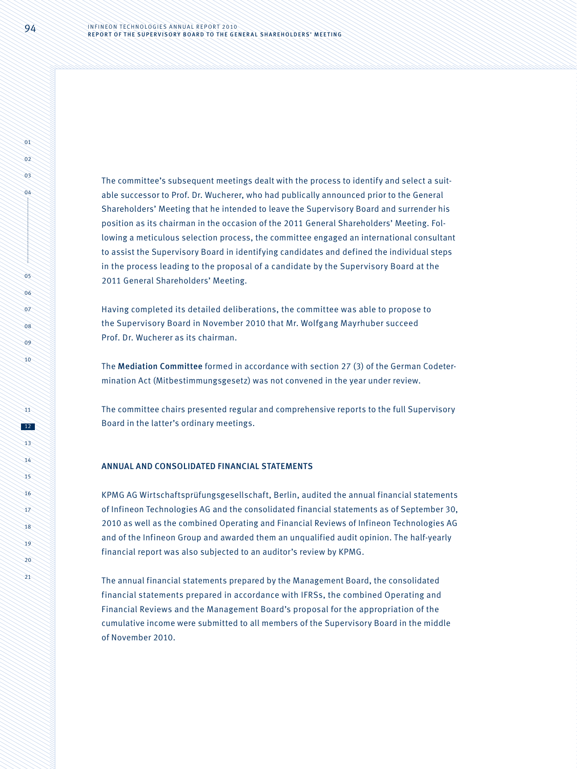The committee's subsequent meetings dealt with the process to identify and select a suitable successor to Prof. Dr. Wucherer, who had publically announced prior to the General Shareholders' Meeting that he intended to leave the Supervisory Board and surrender his position as its chairman in the occasion of the 2011 General Shareholders' Meeting. Following a meticulous selection process, the committee engaged an international consultant to assist the Supervisory Board in identifying candidates and defined the individual steps in the process leading to the proposal of a candidate by the Supervisory Board at the 2011 General Shareholders' Meeting.

Having completed its detailed deliberations, the committee was able to propose to the Supervisory Board in November 2010 that Mr. Wolfgang Mayrhuber succeed Prof. Dr. Wucherer as its chairman.

The **Mediation Committee** formed in accordance with section 27 (3) of the German Codetermination Act (Mitbestimmungsgesetz) was not convened in the year under review.

The committee chairs presented regular and comprehensive reports to the full Supervisory Board in the latter's ordinary meetings.

## ANNUAL AND CONSOLIDATED FINANCIAL STATEMENTS

KPMG AG Wirtschaftsprüfungsgesellschaft, Berlin, audited the annual financial statements of Infineon Technologies AG and the consolidated financial statements as of September 30, 2010 as well as the combined Operating and Financial Reviews of Infineon Technologies AG and of the Infineon Group and awarded them an unqualified audit opinion. The half-yearly financial report was also subjected to an auditor's review by KPMG.

The annual financial statements prepared by the Management Board, the consolidated financial statements prepared in accordance with IFRSs, the combined Operating and Financial Reviews and the Management Board's proposal for the appropriation of the cumulative income were submitted to all members of the Supervisory Board in the middle of November 2010.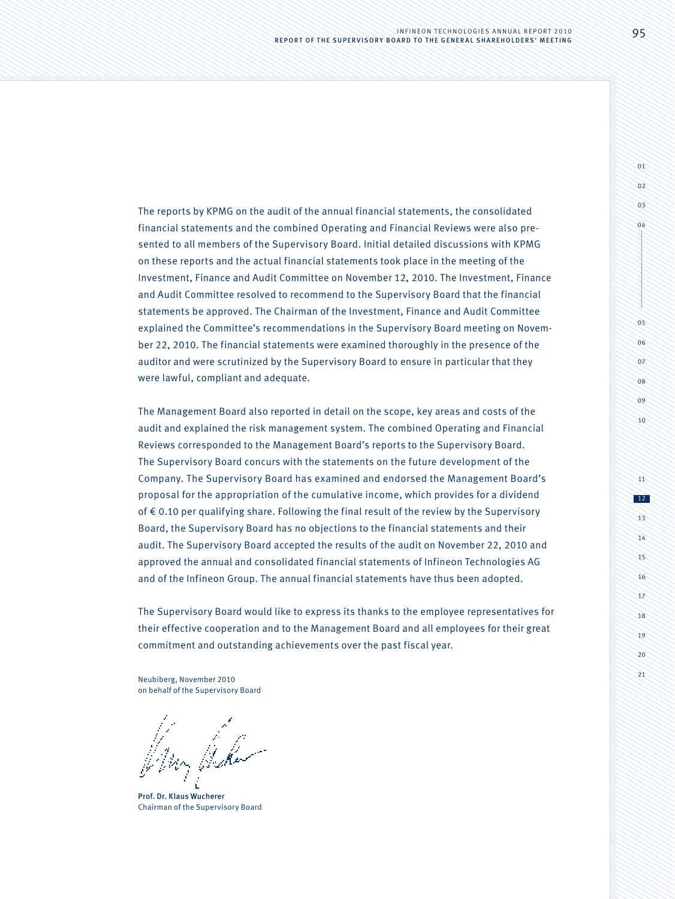The reports by KPMG on the audit of the annual financial statements, the consolidated financial statements and the combined Operating and Financial Reviews were also presented to all members of the Supervisory Board. Initial detailed discussions with KPMG on these reports and the actual financial statements took place in the meeting of the Investment, Finance and Audit Committee on November 12, 2010. The Investment, Finance and Audit Committee resolved to recommend to the Supervisory Board that the financial statements be approved. The Chairman of the Investment, Finance and Audit Committee explained the Committee's recommendations in the Supervisory Board meeting on November 22, 2010. The financial statements were examined thoroughly in the presence of the auditor and were scrutinized by the Supervisory Board to ensure in particular that they were lawful, compliant and adequate.

The Management Board also reported in detail on the scope, key areas and costs of the audit and explained the risk management system. The combined Operating and Financial Reviews corresponded to the Management Board's reports to the Supervisory Board. The Supervisory Board concurs with the statements on the future development of the Company. The Supervisory Board has examined and endorsed the Management Board's proposal for the appropriation of the cumulative income, which provides for a dividend of € 0.10 per qualifying share. Following the final result of the review by the Supervisory Board, the Supervisory Board has no objections to the financial statements and their audit. The Supervisory Board accepted the results of the audit on November 22, 2010 and approved the annual and consolidated financial statements of Infineon Technologies AG and of the Infineon Group. The annual financial statements have thus been adopted.

The Supervisory Board would like to express its thanks to the employee representatives for their effective cooperation and to the Management Board and all employees for their great commitment and outstanding achievements over the past fiscal year.

Neubiberg, November 2010
on behalf of the Supervisory Board

**Prof. Dr. Klaus Wucherer**
Chairman of the Supervisory Board